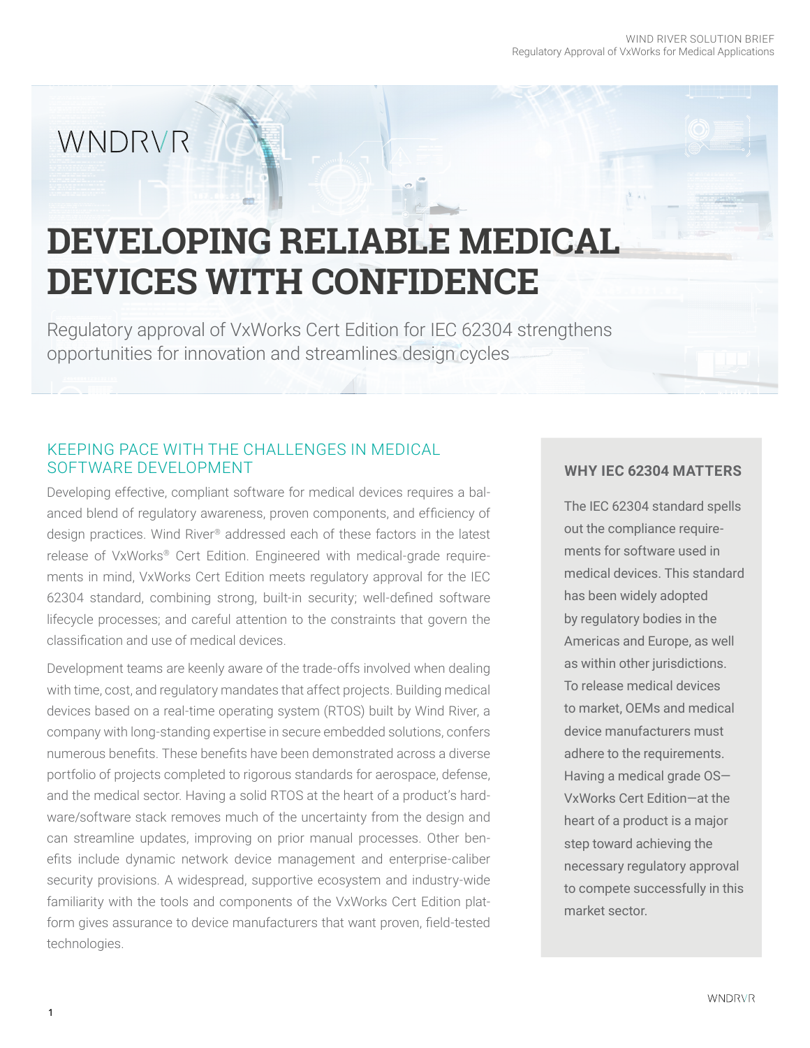WNDRVR

# DEVELOPING RELIABLE MEDICAL DEVICES WITH CONFIDENCE

Regulatory approval of VxWorks Cert Edition for IEC 62304 strengthens opportunities for innovation and streamlines design cycles

## KEEPING PACE WITH THE CHALLENGES IN MEDICAL SOFTWARE DEVELOPMENT

Developing effective, compliant software for medical devices requires a balanced blend of regulatory awareness, proven components, and efficiency of design practices. Wind River® addressed each of these factors in the latest release of VxWorks® Cert Edition. Engineered with medical-grade requirements in mind, VxWorks Cert Edition meets regulatory approval for the IEC 62304 standard, combining strong, built-in security; well-defined software lifecycle processes; and careful attention to the constraints that govern the classification and use of medical devices.

Development teams are keenly aware of the trade-offs involved when dealing with time, cost, and regulatory mandates that affect projects. Building medical devices based on a real-time operating system (RTOS) built by Wind River, a company with long-standing expertise in secure embedded solutions, confers numerous benefits. These benefits have been demonstrated across a diverse portfolio of projects completed to rigorous standards for aerospace, defense, and the medical sector. Having a solid RTOS at the heart of a product's hardware/software stack removes much of the uncertainty from the design and can streamline updates, improving on prior manual processes. Other benefits include dynamic network device management and enterprise-caliber security provisions. A widespread, supportive ecosystem and industry-wide familiarity with the tools and components of the VxWorks Cert Edition platform gives assurance to device manufacturers that want proven, field-tested technologies.

### WHY IEC 62304 MATTERS

The IEC 62304 standard spells out the compliance requirements for software used in medical devices. This standard has been widely adopted by regulatory bodies in the Americas and Europe, as well as within other jurisdictions. To release medical devices to market, OEMs and medical device manufacturers must adhere to the requirements. Having a medical grade OS—VxWorks Cert Edition—at the heart of a product is a major step toward achieving the necessary regulatory approval to compete successfully in this market sector.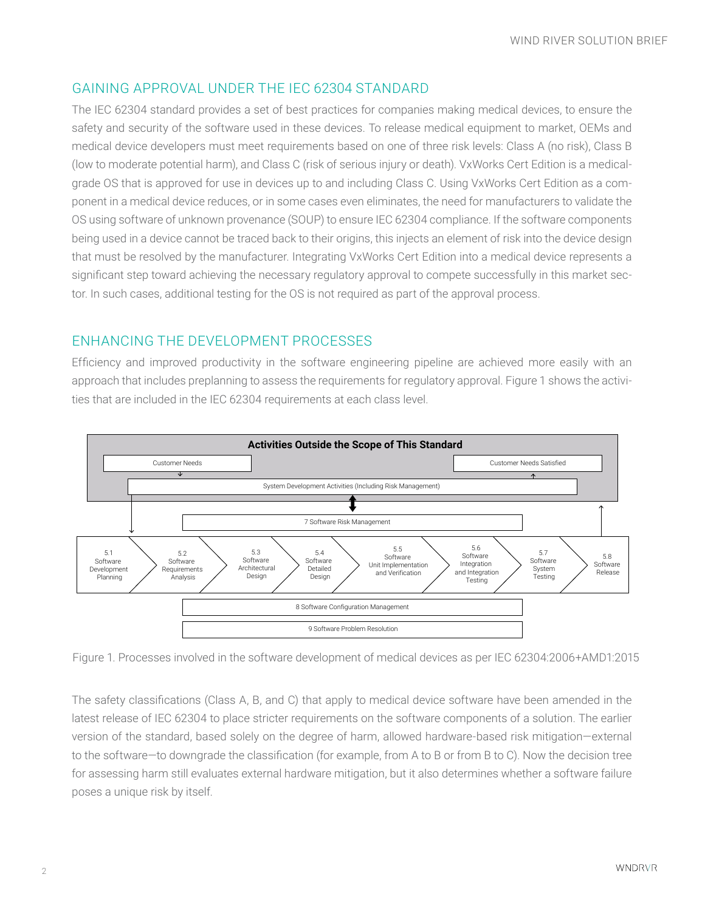## GAINING APPROVAL UNDER THE IEC 62304 STANDARD

The IEC 62304 standard provides a set of best practices for companies making medical devices, to ensure the safety and security of the software used in these devices. To release medical equipment to market, OEMs and medical device developers must meet requirements based on one of three risk levels: Class A (no risk), Class B (low to moderate potential harm), and Class C (risk of serious injury or death). VxWorks Cert Edition is a medical-grade OS that is approved for use in devices up to and including Class C. Using VxWorks Cert Edition as a component in a medical device reduces, or in some cases even eliminates, the need for manufacturers to validate the OS using software of unknown provenance (SOUP) to ensure IEC 62304 compliance. If the software components being used in a device cannot be traced back to their origins, this injects an element of risk into the device design that must be resolved by the manufacturer. Integrating VxWorks Cert Edition into a medical device represents a significant step toward achieving the necessary regulatory approval to compete successfully in this market sector. In such cases, additional testing for the OS is not required as part of the approval process.

## ENHANCING THE DEVELOPMENT PROCESSES

Efficiency and improved productivity in the software engineering pipeline are achieved more easily with an approach that includes preplanning to assess the requirements for regulatory approval. Figure 1 shows the activities that are included in the IEC 62304 requirements at each class level.

**Activities Outside the Scope of This Standard**

- Customer Needs
- Customer Needs Satisfied
- System Development Activities (Including Risk Management)

7 Software Risk Management

5.1 Software Development Planning → 5.2 Software Requirements Analysis → 5.3 Software Architectural Design → 5.4 Software Detailed Design → 5.5 Software Unit Implementation and Verification → 5.6 Software Integration and Integration Testing → 5.7 Software System Testing → 5.8 Software Release

8 Software Configuration Management

9 Software Problem Resolution

Figure 1. Processes involved in the software development of medical devices as per IEC 62304:2006+AMD1:2015

The safety classifications (Class A, B, and C) that apply to medical device software have been amended in the latest release of IEC 62304 to place stricter requirements on the software components of a solution. The earlier version of the standard, based solely on the degree of harm, allowed hardware-based risk mitigation—external to the software—to downgrade the classification (for example, from A to B or from B to C). Now the decision tree for assessing harm still evaluates external hardware mitigation, but it also determines whether a software failure poses a unique risk by itself.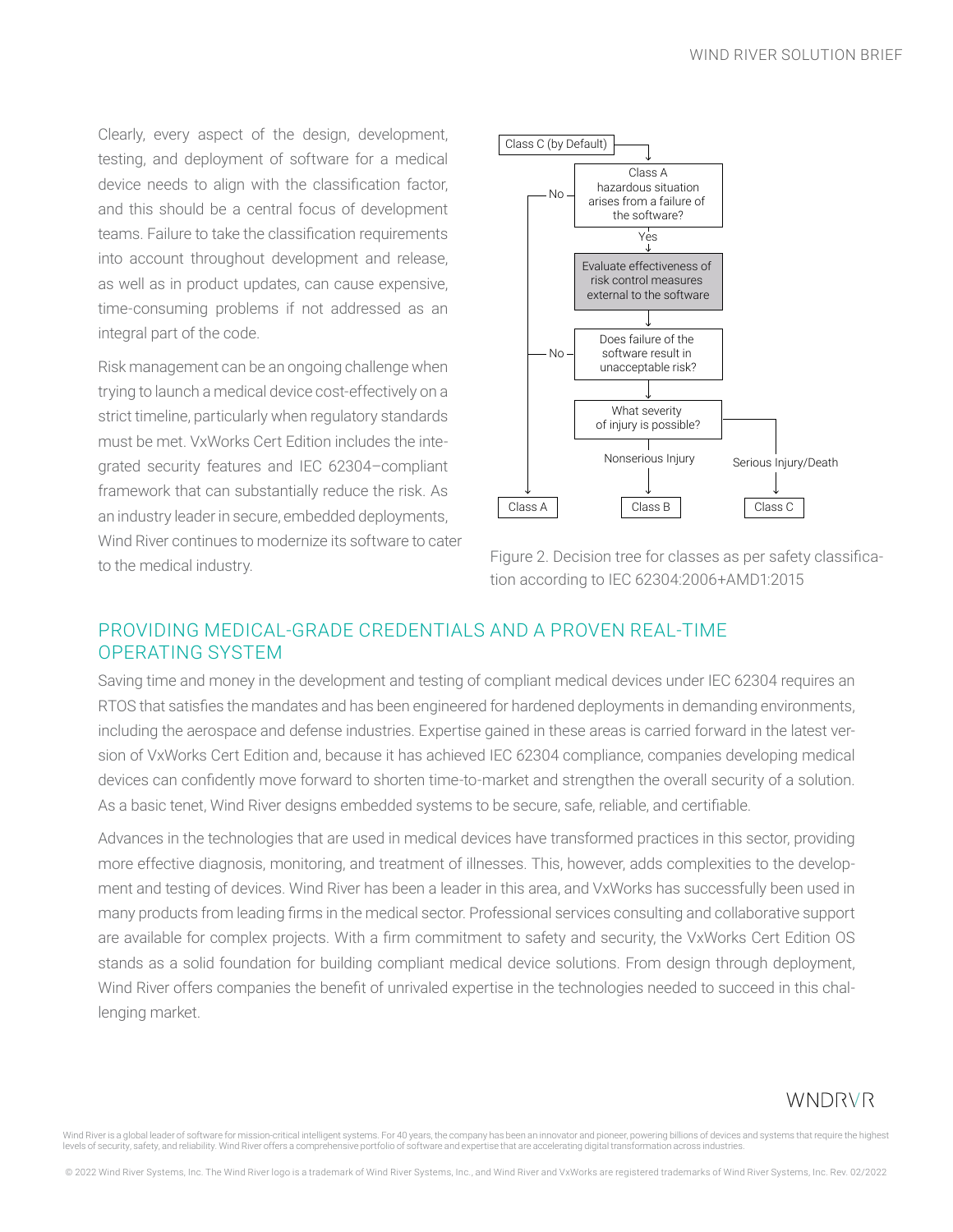Clearly, every aspect of the design, development, testing, and deployment of software for a medical device needs to align with the classification factor, and this should be a central focus of development teams. Failure to take the classification requirements into account throughout development and release, as well as in product updates, can cause expensive, time-consuming problems if not addressed as an integral part of the code.

Risk management can be an ongoing challenge when trying to launch a medical device cost-effectively on a strict timeline, particularly when regulatory standards must be met. VxWorks Cert Edition includes the integrated security features and IEC 62304–compliant framework that can substantially reduce the risk. As an industry leader in secure, embedded deployments, Wind River continues to modernize its software to cater to the medical industry.

Class C (by Default)

Class A hazardous situation arises from a failure of the software?

No

Yes

Evaluate effectiveness of risk control measures external to the software

Does failure of the software result in unacceptable risk?

No

What severity of injury is possible?

Nonserious Injury

Serious Injury/Death

Class A

Class B

Class C

Figure 2. Decision tree for classes as per safety classification according to IEC 62304:2006+AMD1:2015

## PROVIDING MEDICAL-GRADE CREDENTIALS AND A PROVEN REAL-TIME OPERATING SYSTEM

Saving time and money in the development and testing of compliant medical devices under IEC 62304 requires an RTOS that satisfies the mandates and has been engineered for hardened deployments in demanding environments, including the aerospace and defense industries. Expertise gained in these areas is carried forward in the latest version of VxWorks Cert Edition and, because it has achieved IEC 62304 compliance, companies developing medical devices can confidently move forward to shorten time-to-market and strengthen the overall security of a solution. As a basic tenet, Wind River designs embedded systems to be secure, safe, reliable, and certifiable.

Advances in the technologies that are used in medical devices have transformed practices in this sector, providing more effective diagnosis, monitoring, and treatment of illnesses. This, however, adds complexities to the development and testing of devices. Wind River has been a leader in this area, and VxWorks has successfully been used in many products from leading firms in the medical sector. Professional services consulting and collaborative support are available for complex projects. With a firm commitment to safety and security, the VxWorks Cert Edition OS stands as a solid foundation for building compliant medical device solutions. From design through deployment, Wind River offers companies the benefit of unrivaled expertise in the technologies needed to succeed in this challenging market.

WNDRVR

Wind River is a global leader of software for mission-critical intelligent systems. For 40 years, the company has been an innovator and pioneer, powering billions of devices and systems that require the highest levels of security, safety, and reliability. Wind River offers a comprehensive portfolio of software and expertise that are accelerating digital transformation across industries.

© 2022 Wind River Systems, Inc. The Wind River logo is a trademark of Wind River Systems, Inc., and Wind River and VxWorks are registered trademarks of Wind River Systems, Inc. Rev. 02/2022